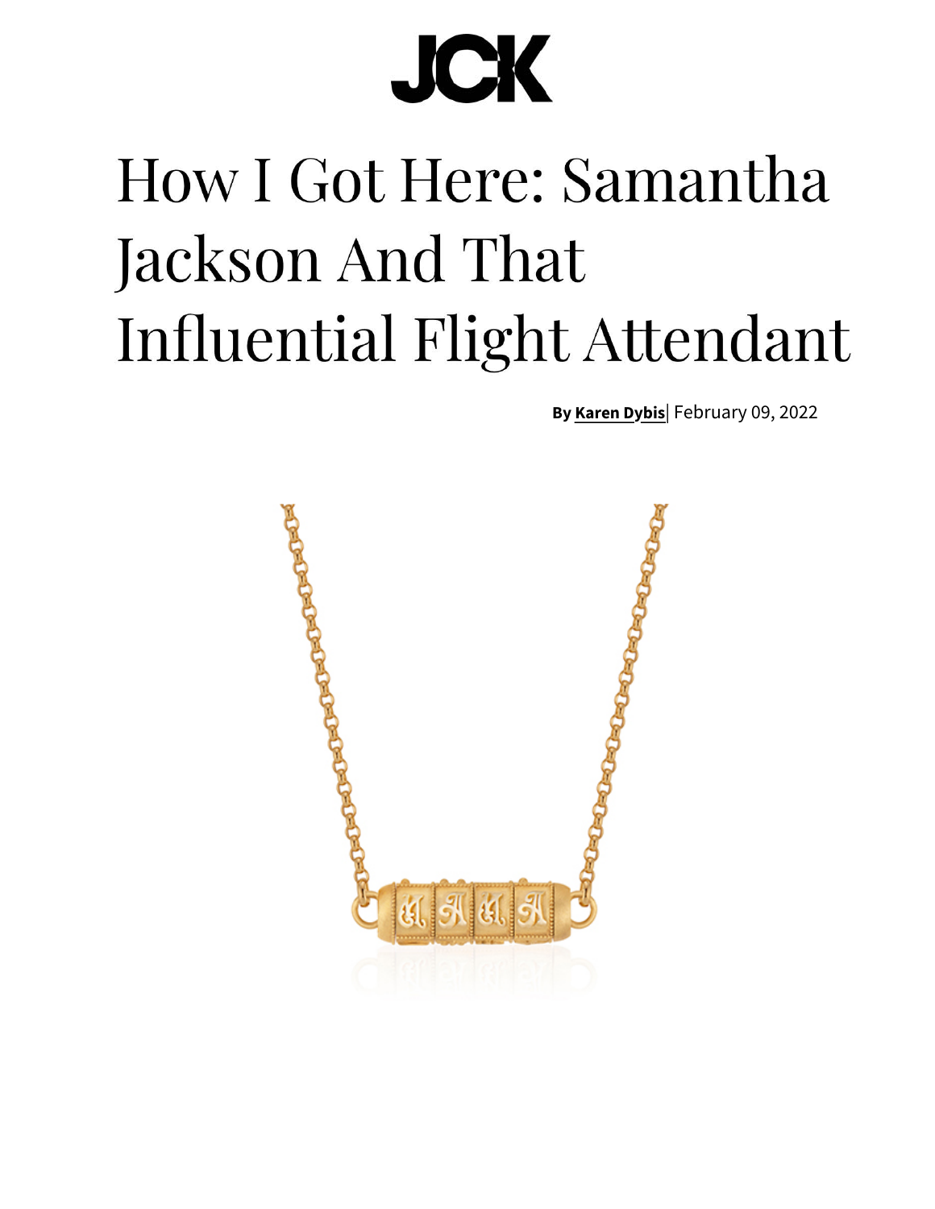JCK

# How I Got Here: Samantha Jackson And That Influential Flight Attendant

**By Karen Dybis**| February 09, 2022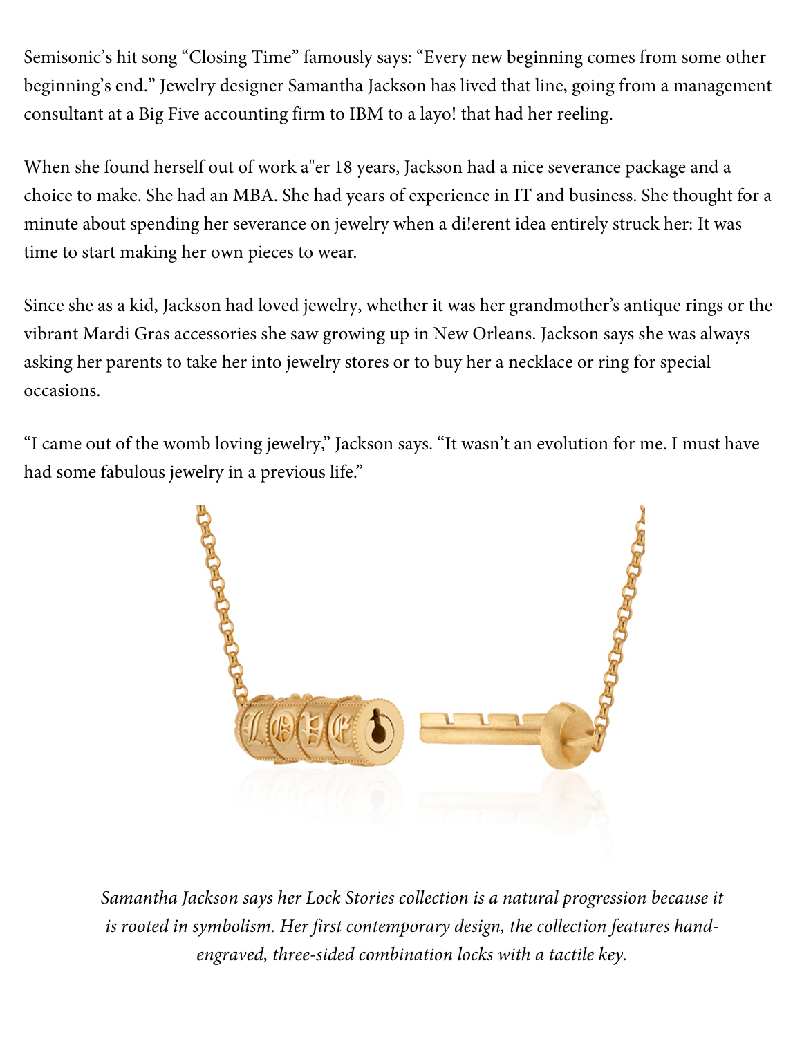Semisonic's hit song "Closing Time" famously says: "Every new beginning comes from some other beginning's end." Jewelry designer Samantha Jackson has lived that line, going from a management consultant at a Big Five accounting firm to IBM to a layo! that had her reeling.

When she found herself out of work a"er 18 years, Jackson had a nice severance package and a choice to make. She had an MBA. She had years of experience in IT and business. She thought for a minute about spending her severance on jewelry when a di!erent idea entirely struck her: It was time to start making her own pieces to wear.

Since she as a kid, Jackson had loved jewelry, whether it was her grandmother's antique rings or the vibrant Mardi Gras accessories she saw growing up in New Orleans. Jackson says she was always asking her parents to take her into jewelry stores or to buy her a necklace or ring for special occasions.

"I came out of the womb loving jewelry," Jackson says. "It wasn't an evolution for me. I must have had some fabulous jewelry in a previous life."

*Samantha Jackson says her Lock Stories collection is a natural progression because it is rooted in symbolism. Her first contemporary design, the collection features hand-engraved, three-sided combination locks with a tactile key.*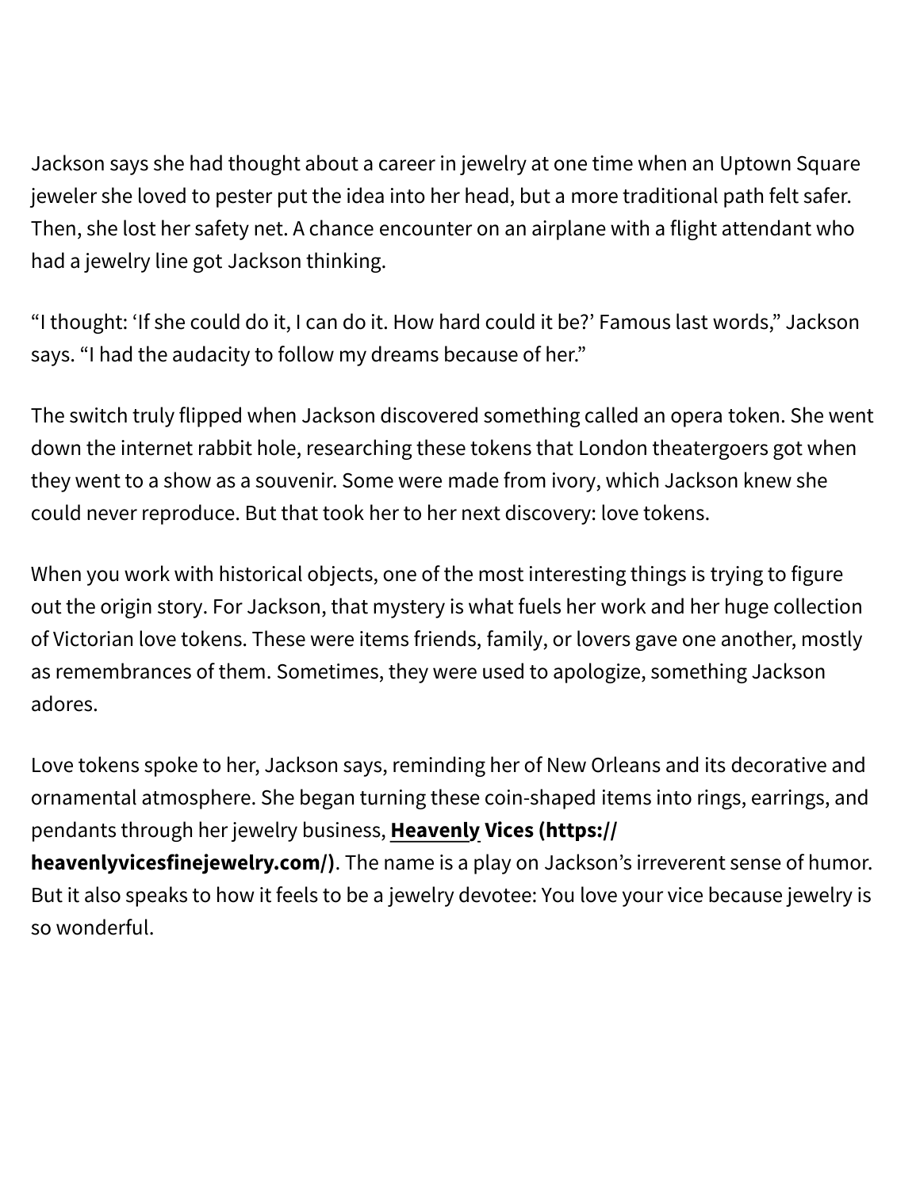Jackson says she had thought about a career in jewelry at one time when an Uptown Square jeweler she loved to pester put the idea into her head, but a more traditional path felt safer. Then, she lost her safety net. A chance encounter on an airplane with a flight attendant who had a jewelry line got Jackson thinking.

"I thought: 'If she could do it, I can do it. How hard could it be?' Famous last words," Jackson says. "I had the audacity to follow my dreams because of her."

The switch truly flipped when Jackson discovered something called an opera token. She went down the internet rabbit hole, researching these tokens that London theatergoers got when they went to a show as a souvenir. Some were made from ivory, which Jackson knew she could never reproduce. But that took her to her next discovery: love tokens.

When you work with historical objects, one of the most interesting things is trying to figure out the origin story. For Jackson, that mystery is what fuels her work and her huge collection of Victorian love tokens. These were items friends, family, or lovers gave one another, mostly as remembrances of them. Sometimes, they were used to apologize, something Jackson adores.

Love tokens spoke to her, Jackson says, reminding her of New Orleans and its decorative and ornamental atmosphere. She began turning these coin-shaped items into rings, earrings, and pendants through her jewelry business, **Heavenly Vices (https://heavenlyvicesfinejewelry.com/)**. The name is a play on Jackson's irreverent sense of humor. But it also speaks to how it feels to be a jewelry devotee: You love your vice because jewelry is so wonderful.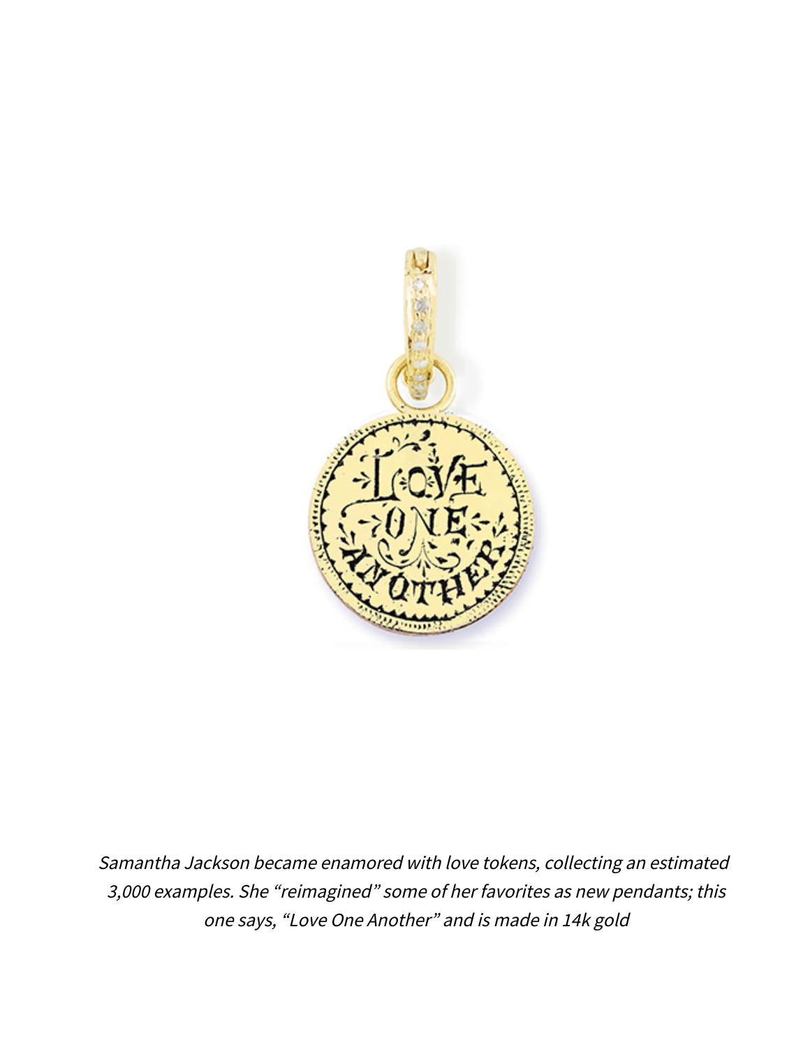*Samantha Jackson became enamored with love tokens, collecting an estimated 3,000 examples. She "reimagined" some of her favorites as new pendants; this one says, "Love One Another" and is made in 14k gold*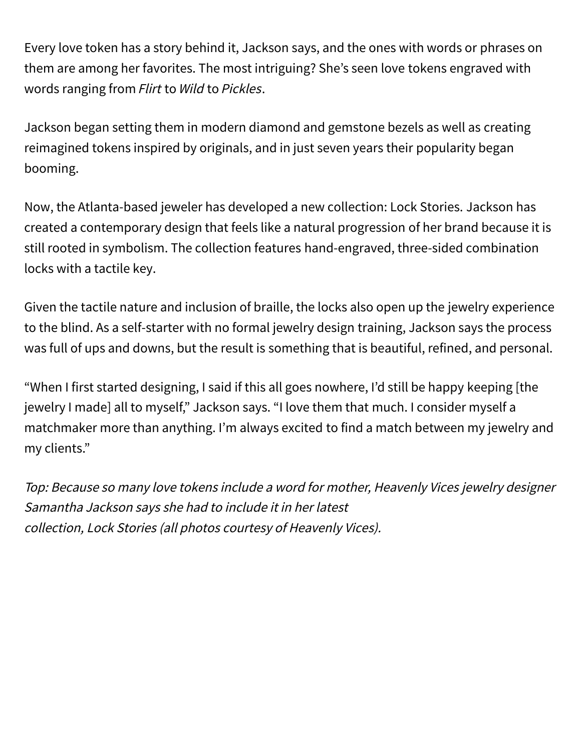Every love token has a story behind it, Jackson says, and the ones with words or phrases on them are among her favorites. The most intriguing? She's seen love tokens engraved with words ranging from *Flirt* to *Wild* to *Pickles*.

Jackson began setting them in modern diamond and gemstone bezels as well as creating reimagined tokens inspired by originals, and in just seven years their popularity began booming.

Now, the Atlanta-based jeweler has developed a new collection: Lock Stories. Jackson has created a contemporary design that feels like a natural progression of her brand because it is still rooted in symbolism. The collection features hand-engraved, three-sided combination locks with a tactile key.

Given the tactile nature and inclusion of braille, the locks also open up the jewelry experience to the blind. As a self-starter with no formal jewelry design training, Jackson says the process was full of ups and downs, but the result is something that is beautiful, refined, and personal.

"When I first started designing, I said if this all goes nowhere, I'd still be happy keeping [the jewelry I made] all to myself," Jackson says. "I love them that much. I consider myself a matchmaker more than anything. I'm always excited to find a match between my jewelry and my clients."

*Top: Because so many love tokens include a word for mother, Heavenly Vices jewelry designer Samantha Jackson says she had to include it in her latest collection, Lock Stories (all photos courtesy of Heavenly Vices).*